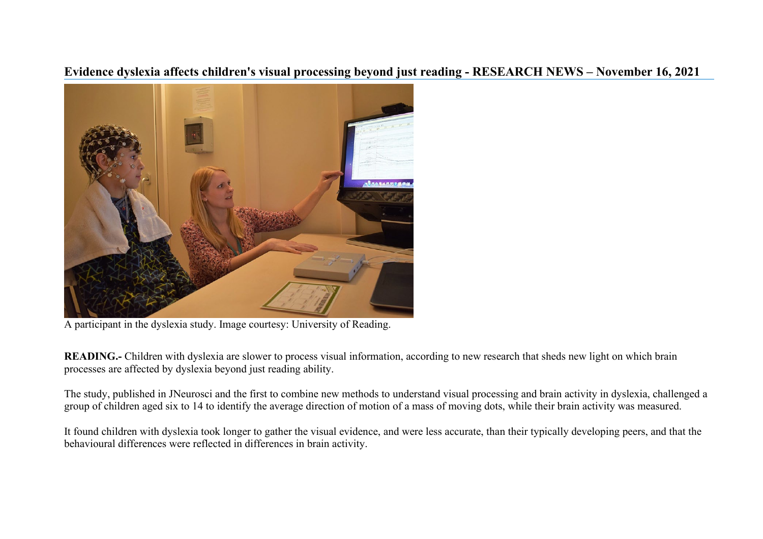# Evidence dyslexia affects children's visual processing beyond just reading - RESEARCH NEWS – November 16, 2021

A participant in the dyslexia study. Image courtesy: University of Reading.

**READING.-** Children with dyslexia are slower to process visual information, according to new research that sheds new light on which brain processes are affected by dyslexia beyond just reading ability.

The study, published in JNeurosci and the first to combine new methods to understand visual processing and brain activity in dyslexia, challenged a group of children aged six to 14 to identify the average direction of motion of a mass of moving dots, while their brain activity was measured.

It found children with dyslexia took longer to gather the visual evidence, and were less accurate, than their typically developing peers, and that the behavioural differences were reflected in differences in brain activity.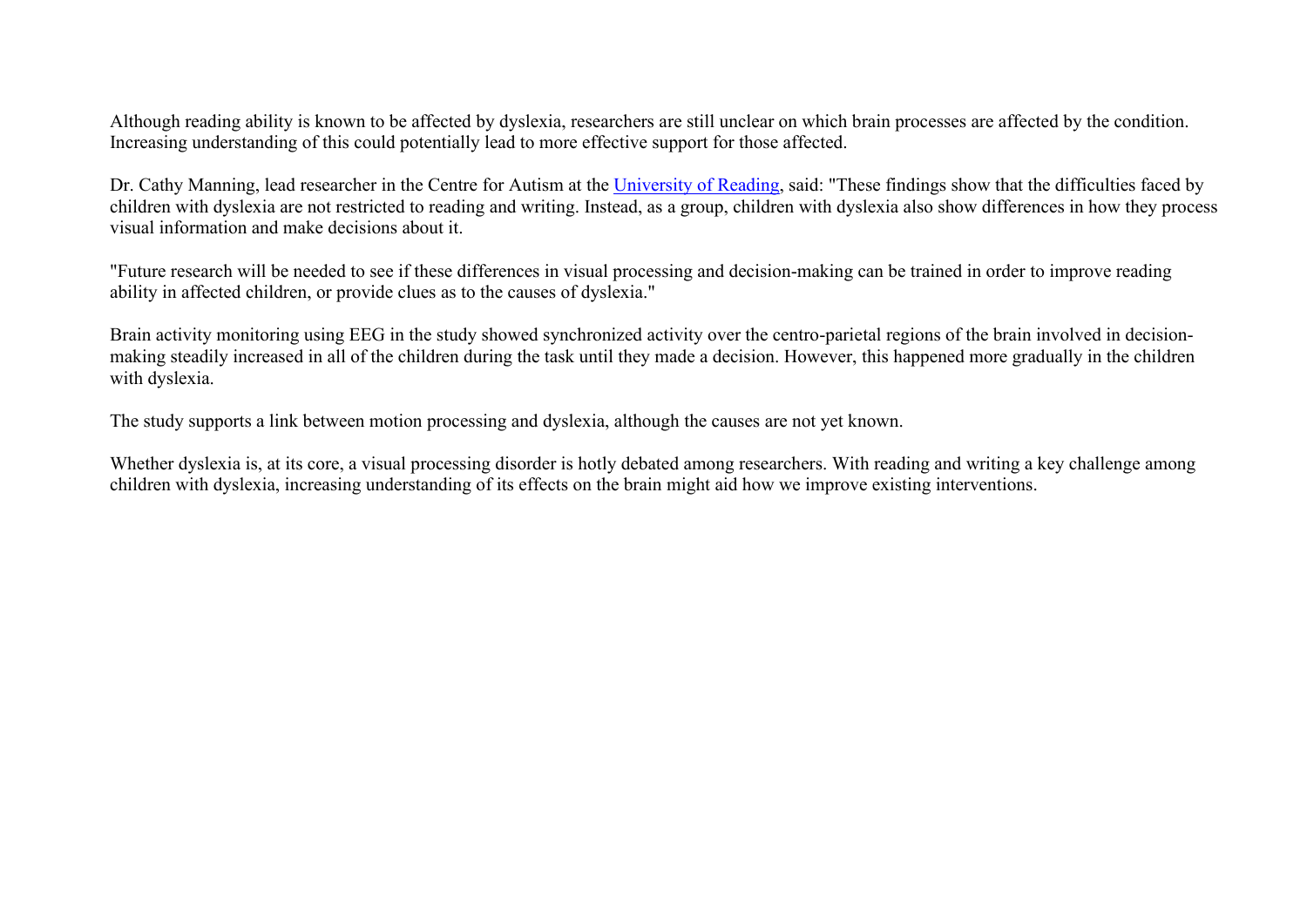Although reading ability is known to be affected by dyslexia, researchers are still unclear on which brain processes are affected by the condition. Increasing understanding of this could potentially lead to more effective support for those affected.

Dr. Cathy Manning, lead researcher in the Centre for Autism at the [University of Reading](), said: "These findings show that the difficulties faced by children with dyslexia are not restricted to reading and writing. Instead, as a group, children with dyslexia also show differences in how they process visual information and make decisions about it.

"Future research will be needed to see if these differences in visual processing and decision-making can be trained in order to improve reading ability in affected children, or provide clues as to the causes of dyslexia."

Brain activity monitoring using EEG in the study showed synchronized activity over the centro-parietal regions of the brain involved in decision-making steadily increased in all of the children during the task until they made a decision. However, this happened more gradually in the children with dyslexia.

The study supports a link between motion processing and dyslexia, although the causes are not yet known.

Whether dyslexia is, at its core, a visual processing disorder is hotly debated among researchers. With reading and writing a key challenge among children with dyslexia, increasing understanding of its effects on the brain might aid how we improve existing interventions.